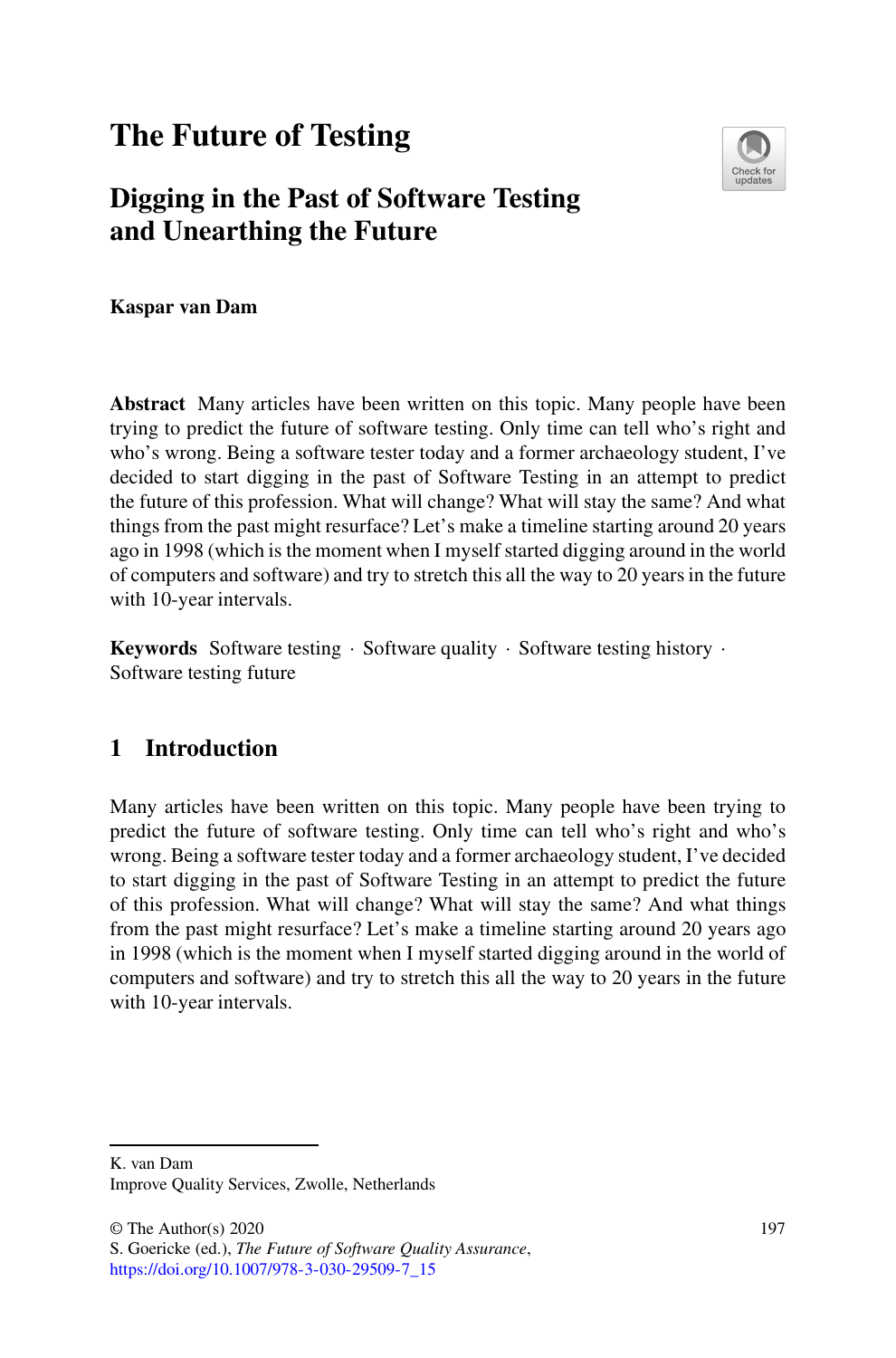# The Future of Testing

## Digging in the Past of Software Testing and Unearthing the Future

**Kaspar van Dam**

**Abstract** Many articles have been written on this topic. Many people have been trying to predict the future of software testing. Only time can tell who's right and who's wrong. Being a software tester today and a former archaeology student, I've decided to start digging in the past of Software Testing in an attempt to predict the future of this profession. What will change? What will stay the same? And what things from the past might resurface? Let's make a timeline starting around 20 years ago in 1998 (which is the moment when I myself started digging around in the world of computers and software) and try to stretch this all the way to 20 years in the future with 10-year intervals.

**Keywords** Software testing · Software quality · Software testing history · Software testing future

## 1 Introduction

Many articles have been written on this topic. Many people have been trying to predict the future of software testing. Only time can tell who's right and who's wrong. Being a software tester today and a former archaeology student, I've decided to start digging in the past of Software Testing in an attempt to predict the future of this profession. What will change? What will stay the same? And what things from the past might resurface? Let's make a timeline starting around 20 years ago in 1998 (which is the moment when I myself started digging around in the world of computers and software) and try to stretch this all the way to 20 years in the future with 10-year intervals.

---

K. van Dam
Improve Quality Services, Zwolle, Netherlands

© The Author(s) 2020
S. Goericke (ed.), *The Future of Software Quality Assurance*,
https://doi.org/10.1007/978-3-030-29509-7_15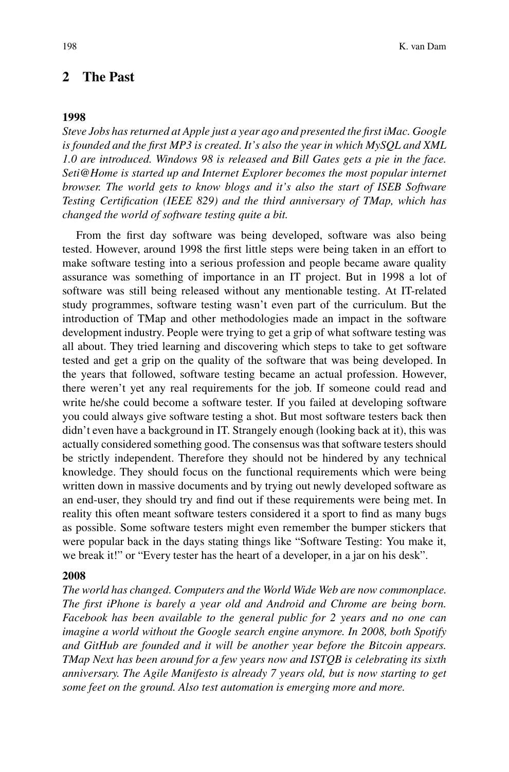## 2 The Past

**1998**

*Steve Jobs has returned at Apple just a year ago and presented the first iMac. Google is founded and the first MP3 is created. It's also the year in which MySQL and XML 1.0 are introduced. Windows 98 is released and Bill Gates gets a pie in the face. Seti@Home is started up and Internet Explorer becomes the most popular internet browser. The world gets to know blogs and it's also the start of ISEB Software Testing Certification (IEEE 829) and the third anniversary of TMap, which has changed the world of software testing quite a bit.*

From the first day software was being developed, software was also being tested. However, around 1998 the first little steps were being taken in an effort to make software testing into a serious profession and people became aware quality assurance was something of importance in an IT project. But in 1998 a lot of software was still being released without any mentionable testing. At IT-related study programmes, software testing wasn't even part of the curriculum. But the introduction of TMap and other methodologies made an impact in the software development industry. People were trying to get a grip of what software testing was all about. They tried learning and discovering which steps to take to get software tested and get a grip on the quality of the software that was being developed. In the years that followed, software testing became an actual profession. However, there weren't yet any real requirements for the job. If someone could read and write he/she could become a software tester. If you failed at developing software you could always give software testing a shot. But most software testers back then didn't even have a background in IT. Strangely enough (looking back at it), this was actually considered something good. The consensus was that software testers should be strictly independent. Therefore they should not be hindered by any technical knowledge. They should focus on the functional requirements which were being written down in massive documents and by trying out newly developed software as an end-user, they should try and find out if these requirements were being met. In reality this often meant software testers considered it a sport to find as many bugs as possible. Some software testers might even remember the bumper stickers that were popular back in the days stating things like "Software Testing: You make it, we break it!" or "Every tester has the heart of a developer, in a jar on his desk".

**2008**

*The world has changed. Computers and the World Wide Web are now commonplace. The first iPhone is barely a year old and Android and Chrome are being born. Facebook has been available to the general public for 2 years and no one can imagine a world without the Google search engine anymore. In 2008, both Spotify and GitHub are founded and it will be another year before the Bitcoin appears. TMap Next has been around for a few years now and ISTQB is celebrating its sixth anniversary. The Agile Manifesto is already 7 years old, but is now starting to get some feet on the ground. Also test automation is emerging more and more.*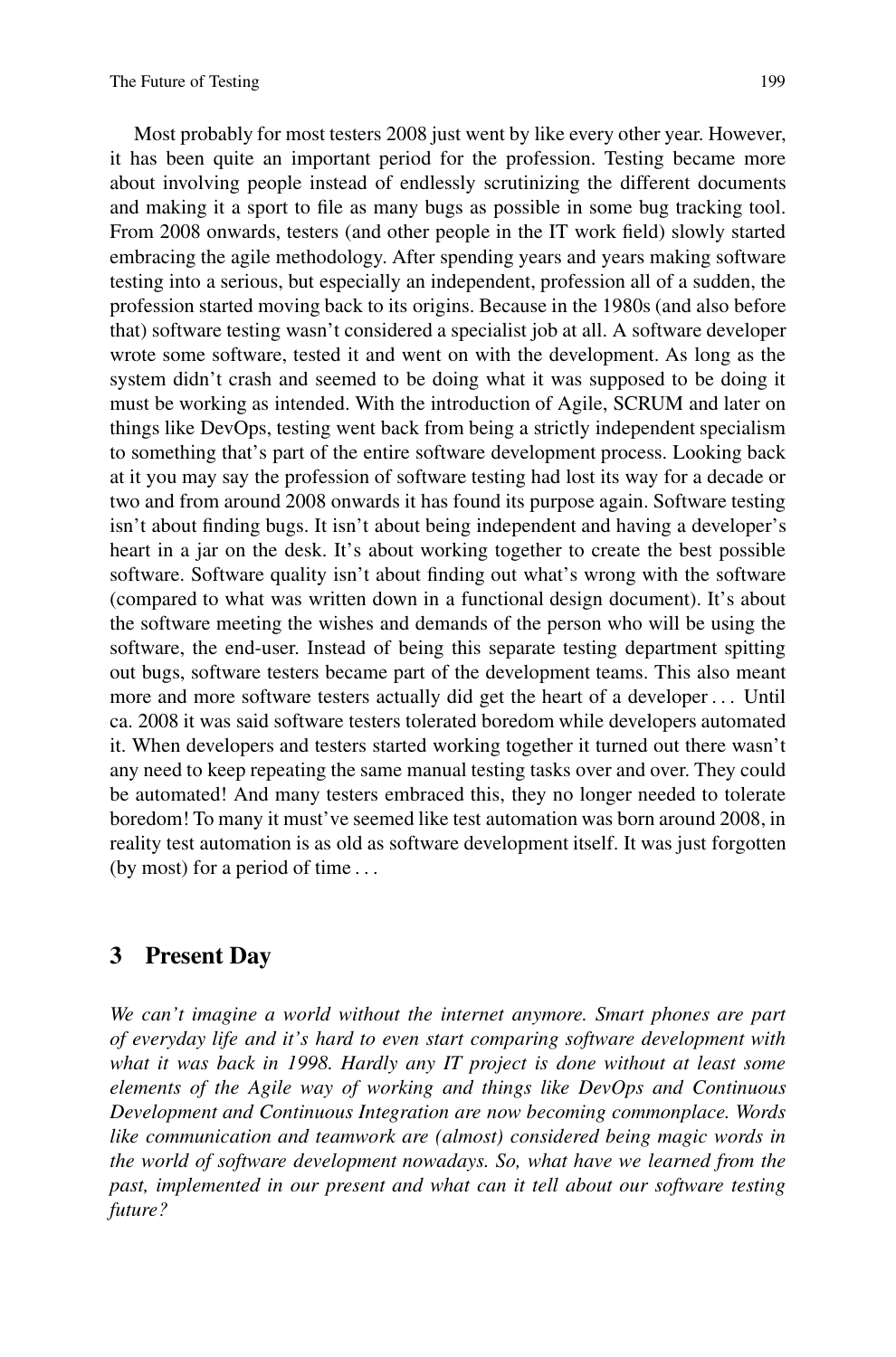Most probably for most testers 2008 just went by like every other year. However, it has been quite an important period for the profession. Testing became more about involving people instead of endlessly scrutinizing the different documents and making it a sport to file as many bugs as possible in some bug tracking tool. From 2008 onwards, testers (and other people in the IT work field) slowly started embracing the agile methodology. After spending years and years making software testing into a serious, but especially an independent, profession all of a sudden, the profession started moving back to its origins. Because in the 1980s (and also before that) software testing wasn't considered a specialist job at all. A software developer wrote some software, tested it and went on with the development. As long as the system didn't crash and seemed to be doing what it was supposed to be doing it must be working as intended. With the introduction of Agile, SCRUM and later on things like DevOps, testing went back from being a strictly independent specialism to something that's part of the entire software development process. Looking back at it you may say the profession of software testing had lost its way for a decade or two and from around 2008 onwards it has found its purpose again. Software testing isn't about finding bugs. It isn't about being independent and having a developer's heart in a jar on the desk. It's about working together to create the best possible software. Software quality isn't about finding out what's wrong with the software (compared to what was written down in a functional design document). It's about the software meeting the wishes and demands of the person who will be using the software, the end-user. Instead of being this separate testing department spitting out bugs, software testers became part of the development teams. This also meant more and more software testers actually did get the heart of a developer . . . Until ca. 2008 it was said software testers tolerated boredom while developers automated it. When developers and testers started working together it turned out there wasn't any need to keep repeating the same manual testing tasks over and over. They could be automated! And many testers embraced this, they no longer needed to tolerate boredom! To many it must've seemed like test automation was born around 2008, in reality test automation is as old as software development itself. It was just forgotten (by most) for a period of time . . .

## 3 Present Day

*We can't imagine a world without the internet anymore. Smart phones are part of everyday life and it's hard to even start comparing software development with what it was back in 1998. Hardly any IT project is done without at least some elements of the Agile way of working and things like DevOps and Continuous Development and Continuous Integration are now becoming commonplace. Words like communication and teamwork are (almost) considered being magic words in the world of software development nowadays. So, what have we learned from the past, implemented in our present and what can it tell about our software testing future?*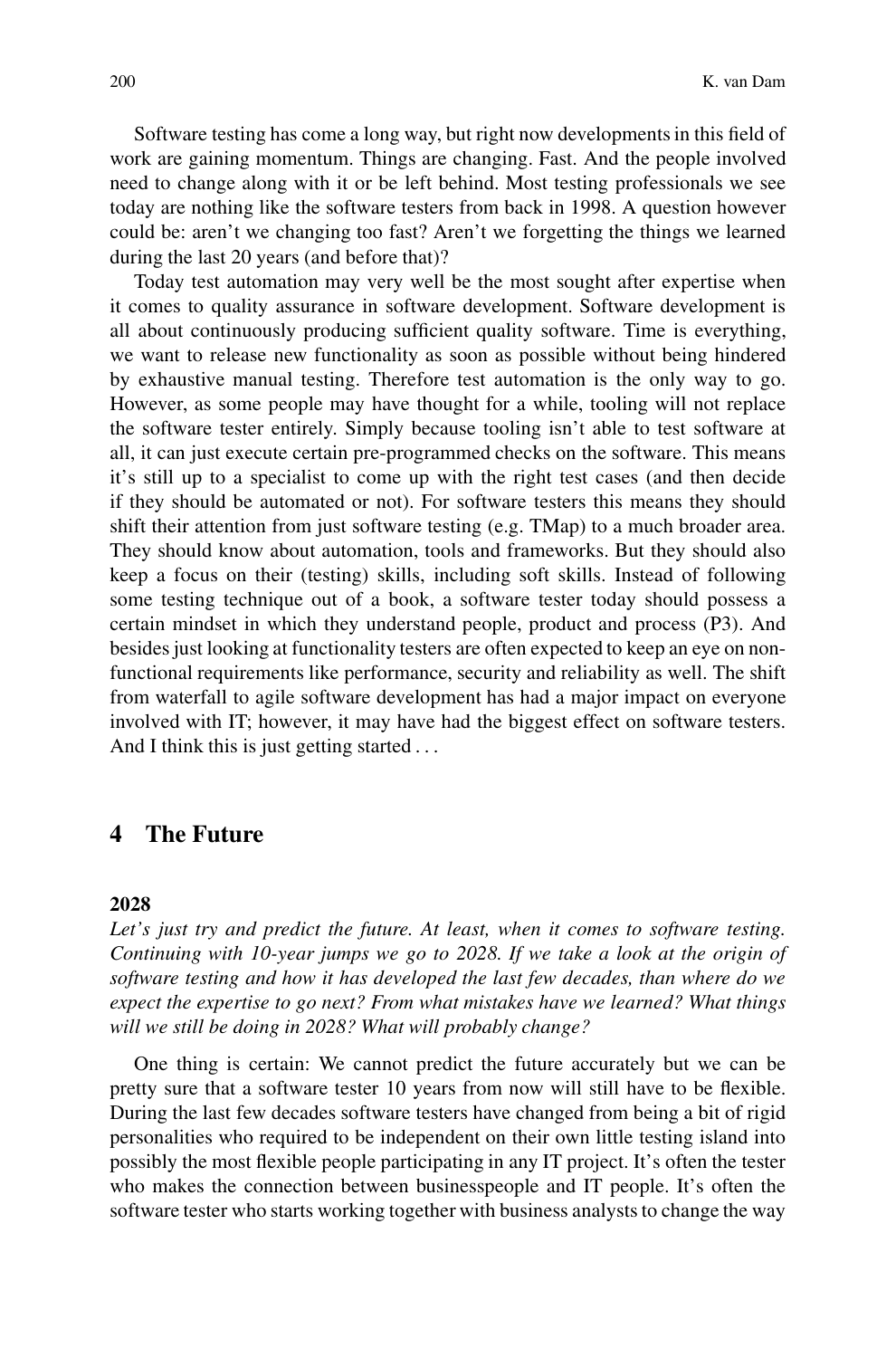Software testing has come a long way, but right now developments in this field of work are gaining momentum. Things are changing. Fast. And the people involved need to change along with it or be left behind. Most testing professionals we see today are nothing like the software testers from back in 1998. A question however could be: aren't we changing too fast? Aren't we forgetting the things we learned during the last 20 years (and before that)?

Today test automation may very well be the most sought after expertise when it comes to quality assurance in software development. Software development is all about continuously producing sufficient quality software. Time is everything, we want to release new functionality as soon as possible without being hindered by exhaustive manual testing. Therefore test automation is the only way to go. However, as some people may have thought for a while, tooling will not replace the software tester entirely. Simply because tooling isn't able to test software at all, it can just execute certain pre-programmed checks on the software. This means it's still up to a specialist to come up with the right test cases (and then decide if they should be automated or not). For software testers this means they should shift their attention from just software testing (e.g. TMap) to a much broader area. They should know about automation, tools and frameworks. But they should also keep a focus on their (testing) skills, including soft skills. Instead of following some testing technique out of a book, a software tester today should possess a certain mindset in which they understand people, product and process (P3). And besides just looking at functionality testers are often expected to keep an eye on non-functional requirements like performance, security and reliability as well. The shift from waterfall to agile software development has had a major impact on everyone involved with IT; however, it may have had the biggest effect on software testers. And I think this is just getting started . . .

## 4 The Future

**2028**

*Let's just try and predict the future. At least, when it comes to software testing. Continuing with 10-year jumps we go to 2028. If we take a look at the origin of software testing and how it has developed the last few decades, than where do we expect the expertise to go next? From what mistakes have we learned? What things will we still be doing in 2028? What will probably change?*

One thing is certain: We cannot predict the future accurately but we can be pretty sure that a software tester 10 years from now will still have to be flexible. During the last few decades software testers have changed from being a bit of rigid personalities who required to be independent on their own little testing island into possibly the most flexible people participating in any IT project. It's often the tester who makes the connection between businesspeople and IT people. It's often the software tester who starts working together with business analysts to change the way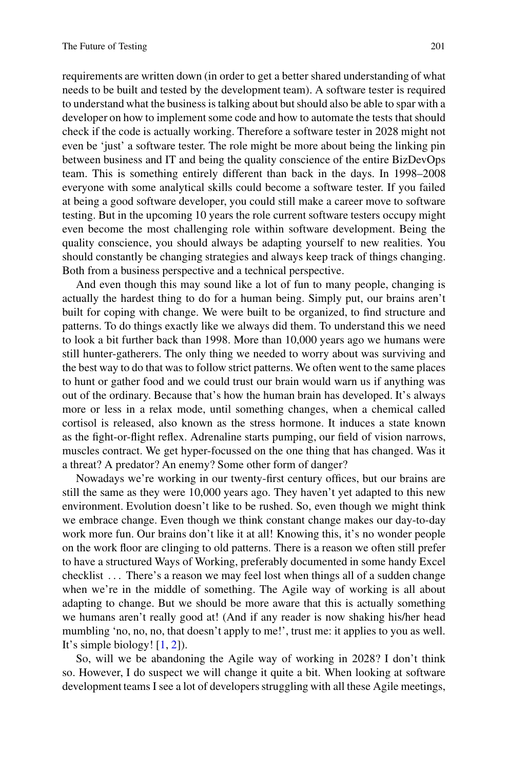requirements are written down (in order to get a better shared understanding of what needs to be built and tested by the development team). A software tester is required to understand what the business is talking about but should also be able to spar with a developer on how to implement some code and how to automate the tests that should check if the code is actually working. Therefore a software tester in 2028 might not even be 'just' a software tester. The role might be more about being the linking pin between business and IT and being the quality conscience of the entire BizDevOps team. This is something entirely different than back in the days. In 1998–2008 everyone with some analytical skills could become a software tester. If you failed at being a good software developer, you could still make a career move to software testing. But in the upcoming 10 years the role current software testers occupy might even become the most challenging role within software development. Being the quality conscience, you should always be adapting yourself to new realities. You should constantly be changing strategies and always keep track of things changing. Both from a business perspective and a technical perspective.

And even though this may sound like a lot of fun to many people, changing is actually the hardest thing to do for a human being. Simply put, our brains aren't built for coping with change. We were built to be organized, to find structure and patterns. To do things exactly like we always did them. To understand this we need to look a bit further back than 1998. More than 10,000 years ago we humans were still hunter-gatherers. The only thing we needed to worry about was surviving and the best way to do that was to follow strict patterns. We often went to the same places to hunt or gather food and we could trust our brain would warn us if anything was out of the ordinary. Because that's how the human brain has developed. It's always more or less in a relax mode, until something changes, when a chemical called cortisol is released, also known as the stress hormone. It induces a state known as the fight-or-flight reflex. Adrenaline starts pumping, our field of vision narrows, muscles contract. We get hyper-focussed on the one thing that has changed. Was it a threat? A predator? An enemy? Some other form of danger?

Nowadays we're working in our twenty-first century offices, but our brains are still the same as they were 10,000 years ago. They haven't yet adapted to this new environment. Evolution doesn't like to be rushed. So, even though we might think we embrace change. Even though we think constant change makes our day-to-day work more fun. Our brains don't like it at all! Knowing this, it's no wonder people on the work floor are clinging to old patterns. There is a reason we often still prefer to have a structured Ways of Working, preferably documented in some handy Excel checklist ... There's a reason we may feel lost when things all of a sudden change when we're in the middle of something. The Agile way of working is all about adapting to change. But we should be more aware that this is actually something we humans aren't really good at! (And if any reader is now shaking his/her head mumbling 'no, no, no, that doesn't apply to me!', trust me: it applies to you as well. It's simple biology! [1, 2]).

So, will we be abandoning the Agile way of working in 2028? I don't think so. However, I do suspect we will change it quite a bit. When looking at software development teams I see a lot of developers struggling with all these Agile meetings,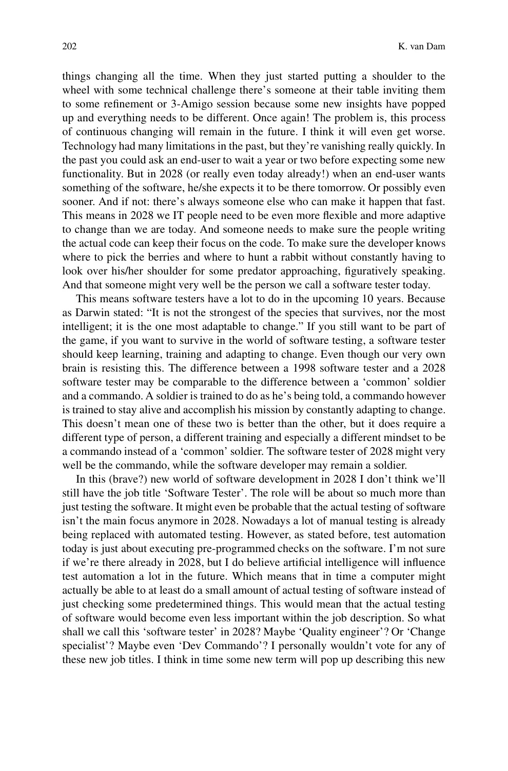things changing all the time. When they just started putting a shoulder to the wheel with some technical challenge there's someone at their table inviting them to some refinement or 3-Amigo session because some new insights have popped up and everything needs to be different. Once again! The problem is, this process of continuous changing will remain in the future. I think it will even get worse. Technology had many limitations in the past, but they're vanishing really quickly. In the past you could ask an end-user to wait a year or two before expecting some new functionality. But in 2028 (or really even today already!) when an end-user wants something of the software, he/she expects it to be there tomorrow. Or possibly even sooner. And if not: there's always someone else who can make it happen that fast. This means in 2028 we IT people need to be even more flexible and more adaptive to change than we are today. And someone needs to make sure the people writing the actual code can keep their focus on the code. To make sure the developer knows where to pick the berries and where to hunt a rabbit without constantly having to look over his/her shoulder for some predator approaching, figuratively speaking. And that someone might very well be the person we call a software tester today.

This means software testers have a lot to do in the upcoming 10 years. Because as Darwin stated: "It is not the strongest of the species that survives, nor the most intelligent; it is the one most adaptable to change." If you still want to be part of the game, if you want to survive in the world of software testing, a software tester should keep learning, training and adapting to change. Even though our very own brain is resisting this. The difference between a 1998 software tester and a 2028 software tester may be comparable to the difference between a 'common' soldier and a commando. A soldier is trained to do as he's being told, a commando however is trained to stay alive and accomplish his mission by constantly adapting to change. This doesn't mean one of these two is better than the other, but it does require a different type of person, a different training and especially a different mindset to be a commando instead of a 'common' soldier. The software tester of 2028 might very well be the commando, while the software developer may remain a soldier.

In this (brave?) new world of software development in 2028 I don't think we'll still have the job title 'Software Tester'. The role will be about so much more than just testing the software. It might even be probable that the actual testing of software isn't the main focus anymore in 2028. Nowadays a lot of manual testing is already being replaced with automated testing. However, as stated before, test automation today is just about executing pre-programmed checks on the software. I'm not sure if we're there already in 2028, but I do believe artificial intelligence will influence test automation a lot in the future. Which means that in time a computer might actually be able to at least do a small amount of actual testing of software instead of just checking some predetermined things. This would mean that the actual testing of software would become even less important within the job description. So what shall we call this 'software tester' in 2028? Maybe 'Quality engineer'? Or 'Change specialist'? Maybe even 'Dev Commando'? I personally wouldn't vote for any of these new job titles. I think in time some new term will pop up describing this new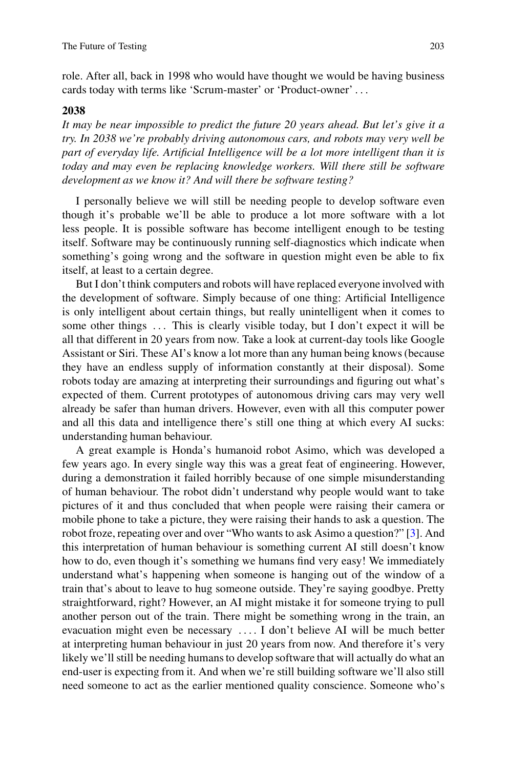role. After all, back in 1998 who would have thought we would be having business cards today with terms like 'Scrum-master' or 'Product-owner' ...

### 2038

*It may be near impossible to predict the future 20 years ahead. But let's give it a try. In 2038 we're probably driving autonomous cars, and robots may very well be part of everyday life. Artificial Intelligence will be a lot more intelligent than it is today and may even be replacing knowledge workers. Will there still be software development as we know it? And will there be software testing?*

I personally believe we will still be needing people to develop software even though it's probable we'll be able to produce a lot more software with a lot less people. It is possible software has become intelligent enough to be testing itself. Software may be continuously running self-diagnostics which indicate when something's going wrong and the software in question might even be able to fix itself, at least to a certain degree.

But I don't think computers and robots will have replaced everyone involved with the development of software. Simply because of one thing: Artificial Intelligence is only intelligent about certain things, but really unintelligent when it comes to some other things ... This is clearly visible today, but I don't expect it will be all that different in 20 years from now. Take a look at current-day tools like Google Assistant or Siri. These AI's know a lot more than any human being knows (because they have an endless supply of information constantly at their disposal). Some robots today are amazing at interpreting their surroundings and figuring out what's expected of them. Current prototypes of autonomous driving cars may very well already be safer than human drivers. However, even with all this computer power and all this data and intelligence there's still one thing at which every AI sucks: understanding human behaviour.

A great example is Honda's humanoid robot Asimo, which was developed a few years ago. In every single way this was a great feat of engineering. However, during a demonstration it failed horribly because of one simple misunderstanding of human behaviour. The robot didn't understand why people would want to take pictures of it and thus concluded that when people were raising their camera or mobile phone to take a picture, they were raising their hands to ask a question. The robot froze, repeating over and over "Who wants to ask Asimo a question?" [3]. And this interpretation of human behaviour is something current AI still doesn't know how to do, even though it's something we humans find very easy! We immediately understand what's happening when someone is hanging out of the window of a train that's about to leave to hug someone outside. They're saying goodbye. Pretty straightforward, right? However, an AI might mistake it for someone trying to pull another person out of the train. There might be something wrong in the train, an evacuation might even be necessary .... I don't believe AI will be much better at interpreting human behaviour in just 20 years from now. And therefore it's very likely we'll still be needing humans to develop software that will actually do what an end-user is expecting from it. And when we're still building software we'll also still need someone to act as the earlier mentioned quality conscience. Someone who's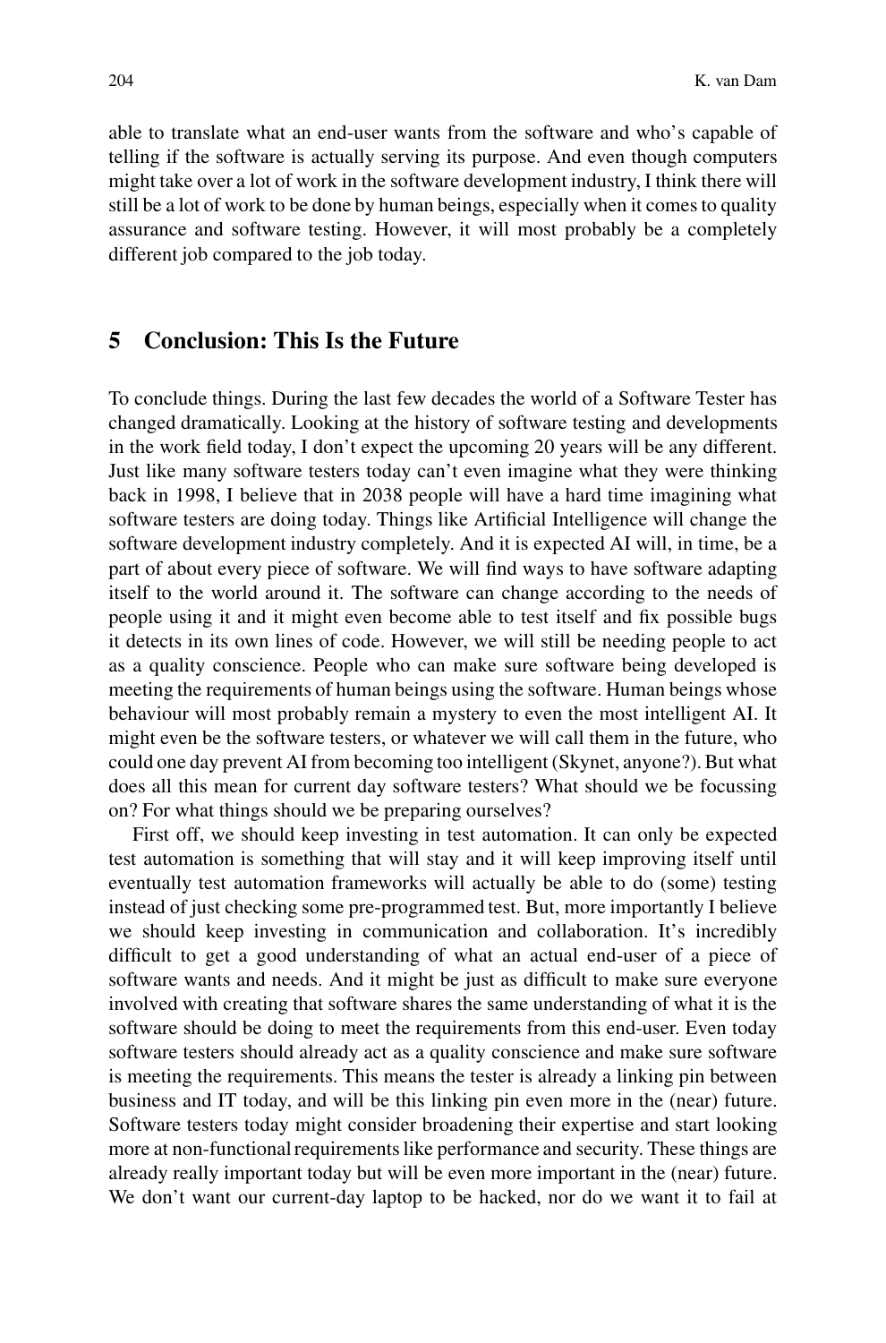able to translate what an end-user wants from the software and who's capable of telling if the software is actually serving its purpose. And even though computers might take over a lot of work in the software development industry, I think there will still be a lot of work to be done by human beings, especially when it comes to quality assurance and software testing. However, it will most probably be a completely different job compared to the job today.

## 5 Conclusion: This Is the Future

To conclude things. During the last few decades the world of a Software Tester has changed dramatically. Looking at the history of software testing and developments in the work field today, I don't expect the upcoming 20 years will be any different. Just like many software testers today can't even imagine what they were thinking back in 1998, I believe that in 2038 people will have a hard time imagining what software testers are doing today. Things like Artificial Intelligence will change the software development industry completely. And it is expected AI will, in time, be a part of about every piece of software. We will find ways to have software adapting itself to the world around it. The software can change according to the needs of people using it and it might even become able to test itself and fix possible bugs it detects in its own lines of code. However, we will still be needing people to act as a quality conscience. People who can make sure software being developed is meeting the requirements of human beings using the software. Human beings whose behaviour will most probably remain a mystery to even the most intelligent AI. It might even be the software testers, or whatever we will call them in the future, who could one day prevent AI from becoming too intelligent (Skynet, anyone?). But what does all this mean for current day software testers? What should we be focussing on? For what things should we be preparing ourselves?

First off, we should keep investing in test automation. It can only be expected test automation is something that will stay and it will keep improving itself until eventually test automation frameworks will actually be able to do (some) testing instead of just checking some pre-programmed test. But, more importantly I believe we should keep investing in communication and collaboration. It's incredibly difficult to get a good understanding of what an actual end-user of a piece of software wants and needs. And it might be just as difficult to make sure everyone involved with creating that software shares the same understanding of what it is the software should be doing to meet the requirements from this end-user. Even today software testers should already act as a quality conscience and make sure software is meeting the requirements. This means the tester is already a linking pin between business and IT today, and will be this linking pin even more in the (near) future. Software testers today might consider broadening their expertise and start looking more at non-functional requirements like performance and security. These things are already really important today but will be even more important in the (near) future. We don't want our current-day laptop to be hacked, nor do we want it to fail at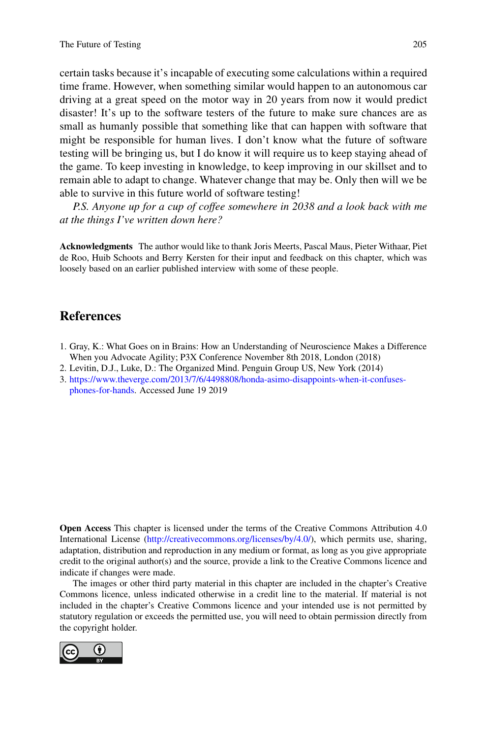certain tasks because it's incapable of executing some calculations within a required time frame. However, when something similar would happen to an autonomous car driving at a great speed on the motor way in 20 years from now it would predict disaster! It's up to the software testers of the future to make sure chances are as small as humanly possible that something like that can happen with software that might be responsible for human lives. I don't know what the future of software testing will be bringing us, but I do know it will require us to keep staying ahead of the game. To keep investing in knowledge, to keep improving in our skillset and to remain able to adapt to change. Whatever change that may be. Only then will we be able to survive in this future world of software testing!

*P.S. Anyone up for a cup of coffee somewhere in 2038 and a look back with me at the things I've written down here?*

**Acknowledgments** The author would like to thank Joris Meerts, Pascal Maus, Pieter Withaar, Piet de Roo, Huib Schoots and Berry Kersten for their input and feedback on this chapter, which was loosely based on an earlier published interview with some of these people.

## References

1. Gray, K.: What Goes on in Brains: How an Understanding of Neuroscience Makes a Difference When you Advocate Agility; P3X Conference November 8th 2018, London (2018)
2. Levitin, D.J., Luke, D.: The Organized Mind. Penguin Group US, New York (2014)
3. https://www.theverge.com/2013/7/6/4498808/honda-asimo-disappoints-when-it-confuses-phones-for-hands. Accessed June 19 2019

**Open Access** This chapter is licensed under the terms of the Creative Commons Attribution 4.0 International License (http://creativecommons.org/licenses/by/4.0/), which permits use, sharing, adaptation, distribution and reproduction in any medium or format, as long as you give appropriate credit to the original author(s) and the source, provide a link to the Creative Commons licence and indicate if changes were made.

The images or other third party material in this chapter are included in the chapter's Creative Commons licence, unless indicated otherwise in a credit line to the material. If material is not included in the chapter's Creative Commons licence and your intended use is not permitted by statutory regulation or exceeds the permitted use, you will need to obtain permission directly from the copyright holder.